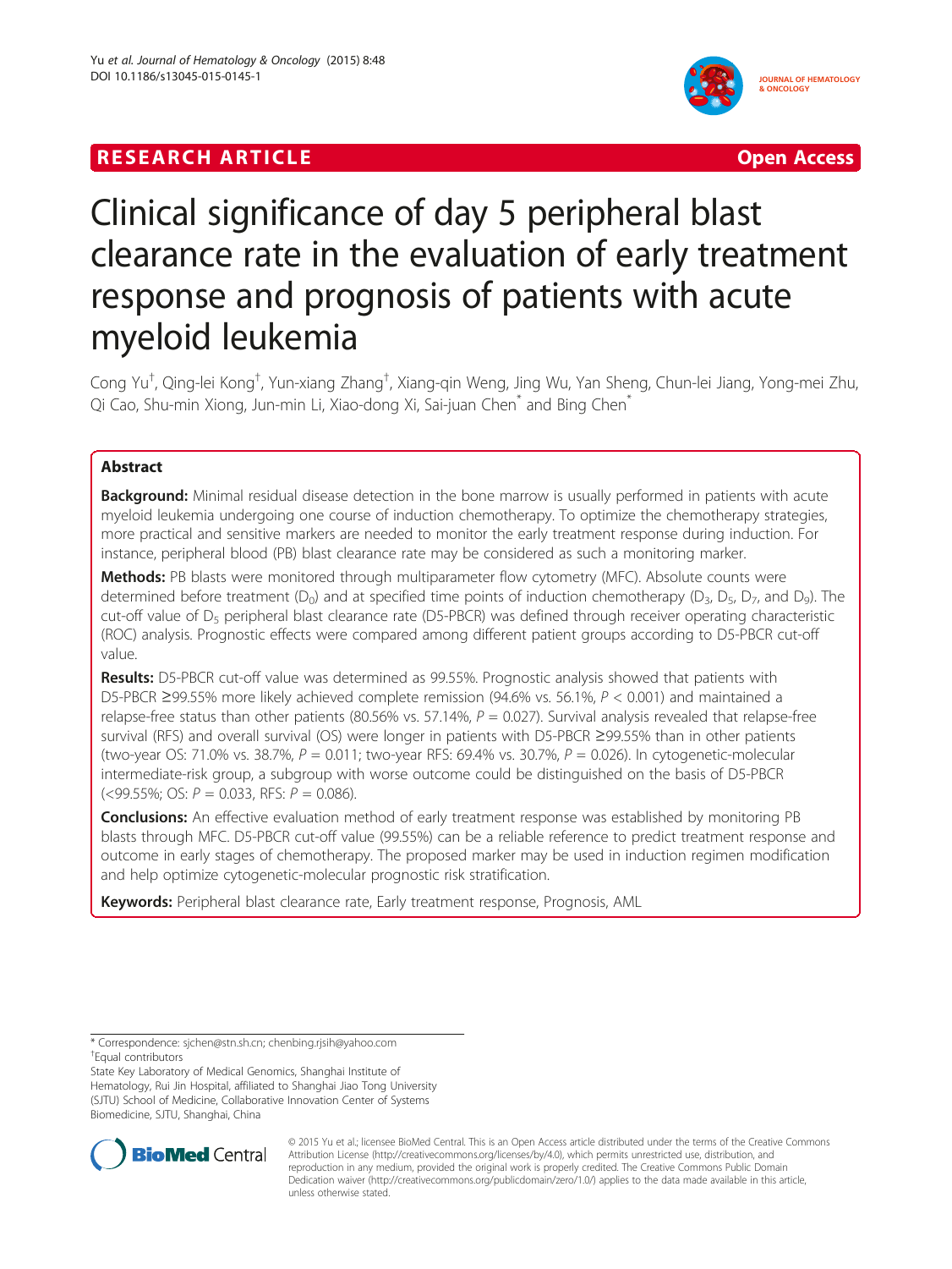RESEARCH ARTICLE

Open Access

# Clinical significance of day 5 peripheral blast clearance rate in the evaluation of early treatment response and prognosis of patients with acute myeloid leukemia

Cong Yu[†], Qing-lei Kong[†], Yun-xiang Zhang[†], Xiang-qin Weng, Jing Wu, Yan Sheng, Chun-lei Jiang, Yong-mei Zhu, Qi Cao, Shu-min Xiong, Jun-min Li, Xiao-dong Xi, Sai-juan Chen[*] and Bing Chen[*]

## Abstract

**Background:** Minimal residual disease detection in the bone marrow is usually performed in patients with acute myeloid leukemia undergoing one course of induction chemotherapy. To optimize the chemotherapy strategies, more practical and sensitive markers are needed to monitor the early treatment response during induction. For instance, peripheral blood (PB) blast clearance rate may be considered as such a monitoring marker.

**Methods:** PB blasts were monitored through multiparameter flow cytometry (MFC). Absolute counts were determined before treatment ($D_0$) and at specified time points of induction chemotherapy ($D_3$, $D_5$, $D_7$, and $D_9$). The cut-off value of $D_5$ peripheral blast clearance rate (D5-PBCR) was defined through receiver operating characteristic (ROC) analysis. Prognostic effects were compared among different patient groups according to D5-PBCR cut-off value.

**Results:** D5-PBCR cut-off value was determined as 99.55%. Prognostic analysis showed that patients with D5-PBCR ≥99.55% more likely achieved complete remission (94.6% vs. 56.1%, $P < 0.001$) and maintained a relapse-free status than other patients (80.56% vs. 57.14%, $P = 0.027$). Survival analysis revealed that relapse-free survival (RFS) and overall survival (OS) were longer in patients with D5-PBCR ≥99.55% than in other patients (two-year OS: 71.0% vs. 38.7%, $P = 0.011$; two-year RFS: 69.4% vs. 30.7%, $P = 0.026$). In cytogenetic-molecular intermediate-risk group, a subgroup with worse outcome could be distinguished on the basis of D5-PBCR (<99.55%; OS: $P = 0.033$, RFS: $P = 0.086$).

**Conclusions:** An effective evaluation method of early treatment response was established by monitoring PB blasts through MFC. D5-PBCR cut-off value (99.55%) can be a reliable reference to predict treatment response and outcome in early stages of chemotherapy. The proposed marker may be used in induction regimen modification and help optimize cytogenetic-molecular prognostic risk stratification.

**Keywords:** Peripheral blast clearance rate, Early treatment response, Prognosis, AML

---

\* Correspondence: sjchen@stn.sh.cn; chenbing.rjsih@yahoo.com
[†]Equal contributors
State Key Laboratory of Medical Genomics, Shanghai Institute of Hematology, Rui Jin Hospital, affiliated to Shanghai Jiao Tong University (SJTU) School of Medicine, Collaborative Innovation Center of Systems Biomedicine, SJTU, Shanghai, China

© 2015 Yu et al.; licensee BioMed Central. This is an Open Access article distributed under the terms of the Creative Commons Attribution License (http://creativecommons.org/licenses/by/4.0), which permits unrestricted use, distribution, and reproduction in any medium, provided the original work is properly credited. The Creative Commons Public Domain Dedication waiver (http://creativecommons.org/publicdomain/zero/1.0/) applies to the data made available in this article, unless otherwise stated.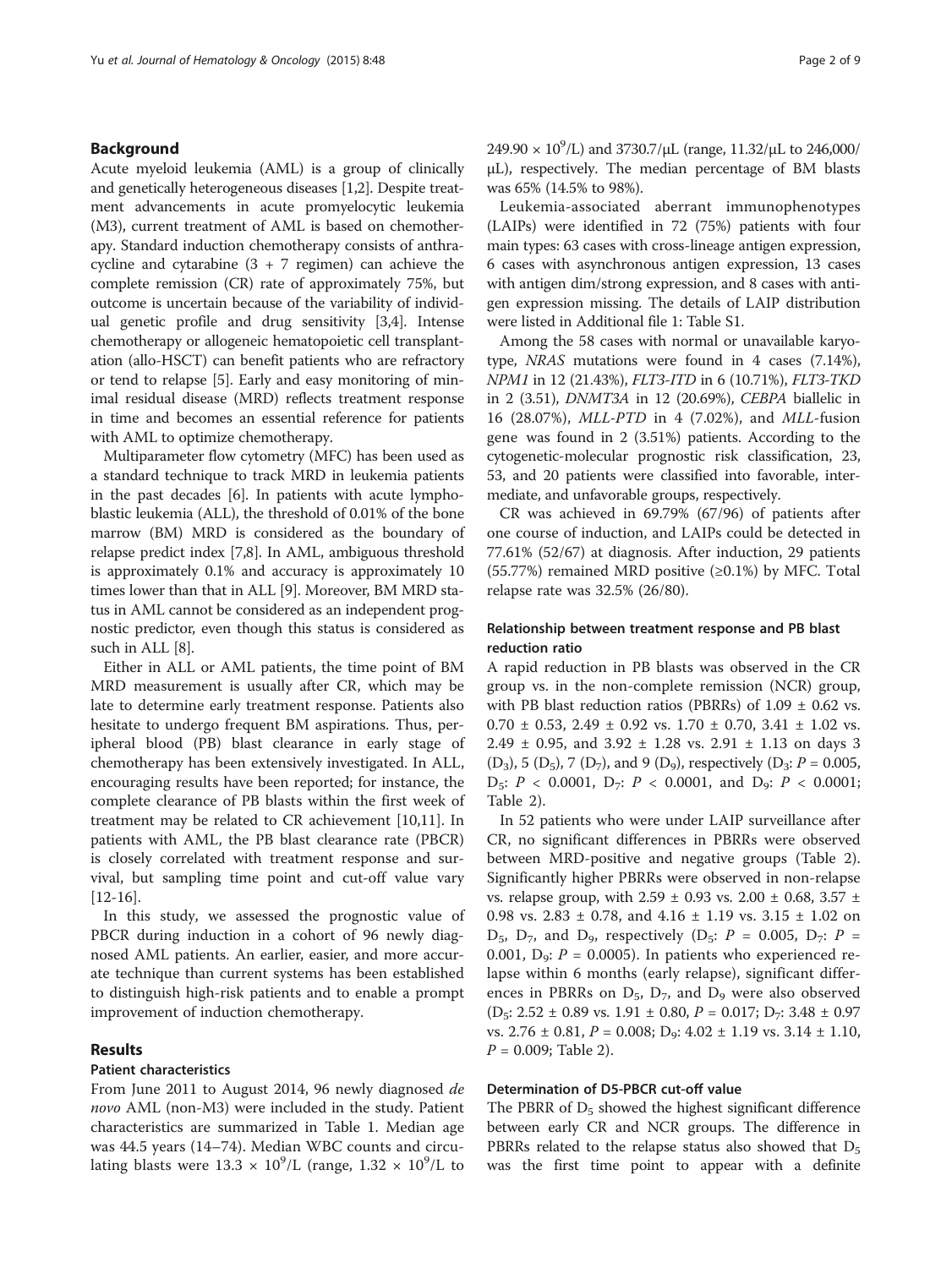## Background

Acute myeloid leukemia (AML) is a group of clinically and genetically heterogeneous diseases [1,2]. Despite treatment advancements in acute promyelocytic leukemia (M3), current treatment of AML is based on chemotherapy. Standard induction chemotherapy consists of anthracycline and cytarabine (3 + 7 regimen) can achieve the complete remission (CR) rate of approximately 75%, but outcome is uncertain because of the variability of individual genetic profile and drug sensitivity [3,4]. Intense chemotherapy or allogeneic hematopoietic cell transplantation (allo-HSCT) can benefit patients who are refractory or tend to relapse [5]. Early and easy monitoring of minimal residual disease (MRD) reflects treatment response in time and becomes an essential reference for patients with AML to optimize chemotherapy.

Multiparameter flow cytometry (MFC) has been used as a standard technique to track MRD in leukemia patients in the past decades [6]. In patients with acute lymphoblastic leukemia (ALL), the threshold of 0.01% of the bone marrow (BM) MRD is considered as the boundary of relapse predict index [7,8]. In AML, ambiguous threshold is approximately 0.1% and accuracy is approximately 10 times lower than that in ALL [9]. Moreover, BM MRD status in AML cannot be considered as an independent prognostic predictor, even though this status is considered as such in ALL [8].

Either in ALL or AML patients, the time point of BM MRD measurement is usually after CR, which may be late to determine early treatment response. Patients also hesitate to undergo frequent BM aspirations. Thus, peripheral blood (PB) blast clearance in early stage of chemotherapy has been extensively investigated. In ALL, encouraging results have been reported; for instance, the complete clearance of PB blasts within the first week of treatment may be related to CR achievement [10,11]. In patients with AML, the PB blast clearance rate (PBCR) is closely correlated with treatment response and survival, but sampling time point and cut-off value vary [12-16].

In this study, we assessed the prognostic value of PBCR during induction in a cohort of 96 newly diagnosed AML patients. An earlier, easier, and more accurate technique than current systems has been established to distinguish high-risk patients and to enable a prompt improvement of induction chemotherapy.

## Results

### Patient characteristics

From June 2011 to August 2014, 96 newly diagnosed *de novo* AML (non-M3) were included in the study. Patient characteristics are summarized in Table 1. Median age was 44.5 years (14–74). Median WBC counts and circulating blasts were $13.3 \times 10^9$/L (range, $1.32 \times 10^9$/L to $249.90 \times 10^9$/L) and 3730.7/μL (range, 11.32/μL to 246,000/μL), respectively. The median percentage of BM blasts was 65% (14.5% to 98%).

Leukemia-associated aberrant immunophenotypes (LAIPs) were identified in 72 (75%) patients with four main types: 63 cases with cross-lineage antigen expression, 6 cases with asynchronous antigen expression, 13 cases with antigen dim/strong expression, and 8 cases with antigen expression missing. The details of LAIP distribution were listed in Additional file 1: Table S1.

Among the 58 cases with normal or unavailable karyotype, *NRAS* mutations were found in 4 cases (7.14%), *NPM1* in 12 (21.43%), *FLT3-ITD* in 6 (10.71%), *FLT3-TKD* in 2 (3.51), *DNMT3A* in 12 (20.69%), *CEBPA* biallelic in 16 (28.07%), *MLL-PTD* in 4 (7.02%), and *MLL*-fusion gene was found in 2 (3.51%) patients. According to the cytogenetic-molecular prognostic risk classification, 23, 53, and 20 patients were classified into favorable, intermediate, and unfavorable groups, respectively.

CR was achieved in 69.79% (67/96) of patients after one course of induction, and LAIPs could be detected in 77.61% (52/67) at diagnosis. After induction, 29 patients (55.77%) remained MRD positive (≥0.1%) by MFC. Total relapse rate was 32.5% (26/80).

### Relationship between treatment response and PB blast reduction ratio

A rapid reduction in PB blasts was observed in the CR group vs. in the non-complete remission (NCR) group, with PB blast reduction ratios (PBRRs) of 1.09 ± 0.62 vs. 0.70 ± 0.53, 2.49 ± 0.92 vs. 1.70 ± 0.70, 3.41 ± 1.02 vs. 2.49 ± 0.95, and 3.92 ± 1.28 vs. 2.91 ± 1.13 on days 3 ($D_3$), 5 ($D_5$), 7 ($D_7$), and 9 ($D_9$), respectively ($D_3$: $P = 0.005$, $D_5$: $P < 0.0001$, $D_7$: $P < 0.0001$, and $D_9$: $P < 0.0001$; Table 2).

In 52 patients who were under LAIP surveillance after CR, no significant differences in PBRRs were observed between MRD-positive and negative groups (Table 2). Significantly higher PBRRs were observed in non-relapse vs. relapse group, with 2.59 ± 0.93 vs. 2.00 ± 0.68, 3.57 ± 0.98 vs. 2.83 ± 0.78, and 4.16 ± 1.19 vs. 3.15 ± 1.02 on $D_5$, $D_7$, and $D_9$, respectively ($D_5$: $P = 0.005$, $D_7$: $P = 0.001$, $D_9$: $P = 0.0005$). In patients who experienced relapse within 6 months (early relapse), significant differences in PBRRs on $D_5$, $D_7$, and $D_9$ were also observed ($D_5$: 2.52 ± 0.89 vs. 1.91 ± 0.80, $P = 0.017$; $D_7$: 3.48 ± 0.97 vs. 2.76 ± 0.81, $P = 0.008$; $D_9$: 4.02 ± 1.19 vs. 3.14 ± 1.10, $P = 0.009$; Table 2).

### Determination of D5-PBCR cut-off value

The PBRR of $D_5$ showed the highest significant difference between early CR and NCR groups. The difference in PBRRs related to the relapse status also showed that $D_5$ was the first time point to appear with a definite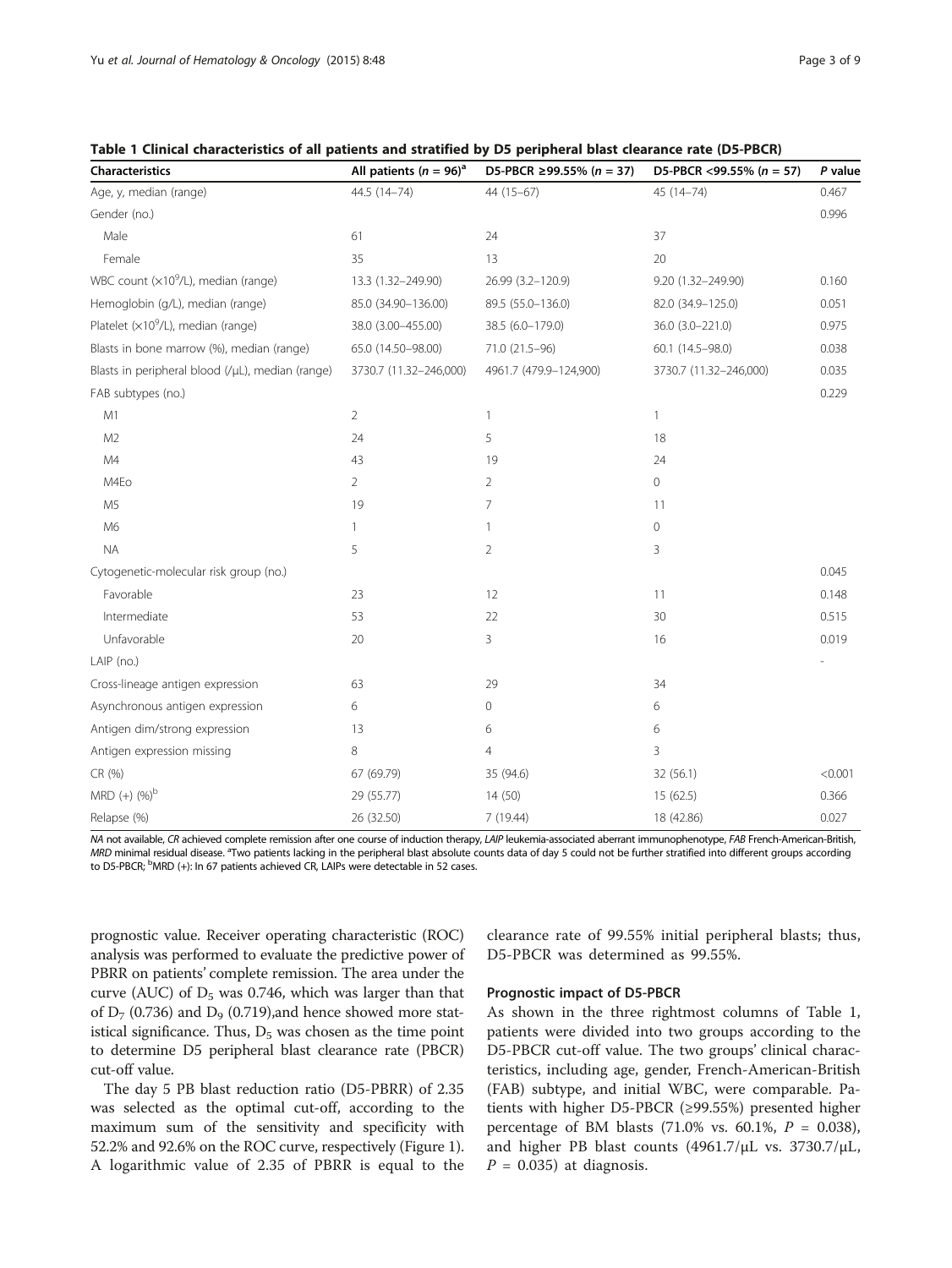**Table 1 Clinical characteristics of all patients and stratified by D5 peripheral blast clearance rate (D5-PBCR)**

| Characteristics | All patients (*n* = 96)[a] | D5-PBCR ≥99.55% (*n* = 37) | D5-PBCR <99.55% (*n* = 57) | *P* value |
|---|---|---|---|---|
| Age, y, median (range) | 44.5 (14–74) | 44 (15–67) | 45 (14–74) | 0.467 |
| Gender (no.) | | | | 0.996 |
| Male | 61 | 24 | 37 | |
| Female | 35 | 13 | 20 | |
| WBC count ($\times 10^9$/L), median (range) | 13.3 (1.32–249.90) | 26.99 (3.2–120.9) | 9.20 (1.32–249.90) | 0.160 |
| Hemoglobin (g/L), median (range) | 85.0 (34.90–136.00) | 89.5 (55.0–136.0) | 82.0 (34.9–125.0) | 0.051 |
| Platelet ($\times 10^9$/L), median (range) | 38.0 (3.00–455.00) | 38.5 (6.0–179.0) | 36.0 (3.0–221.0) | 0.975 |
| Blasts in bone marrow (%), median (range) | 65.0 (14.50–98.00) | 71.0 (21.5–96) | 60.1 (14.5–98.0) | 0.038 |
| Blasts in peripheral blood (/μL), median (range) | 3730.7 (11.32–246,000) | 4961.7 (479.9–124,900) | 3730.7 (11.32–246,000) | 0.035 |
| FAB subtypes (no.) | | | | 0.229 |
| M1 | 2 | 1 | 1 | |
| M2 | 24 | 5 | 18 | |
| M4 | 43 | 19 | 24 | |
| M4Eo | 2 | 2 | 0 | |
| M5 | 19 | 7 | 11 | |
| M6 | 1 | 1 | 0 | |
| NA | 5 | 2 | 3 | |
| Cytogenetic-molecular risk group (no.) | | | | 0.045 |
| Favorable | 23 | 12 | 11 | 0.148 |
| Intermediate | 53 | 22 | 30 | 0.515 |
| Unfavorable | 20 | 3 | 16 | 0.019 |
| LAIP (no.) | | | | - |
| Cross-lineage antigen expression | 63 | 29 | 34 | |
| Asynchronous antigen expression | 6 | 0 | 6 | |
| Antigen dim/strong expression | 13 | 6 | 6 | |
| Antigen expression missing | 8 | 4 | 3 | |
| CR (%) | 67 (69.79) | 35 (94.6) | 32 (56.1) | <0.001 |
| MRD (+) (%)[b] | 29 (55.77) | 14 (50) | 15 (62.5) | 0.366 |
| Relapse (%) | 26 (32.50) | 7 (19.44) | 18 (42.86) | 0.027 |

*NA* not available, *CR* achieved complete remission after one course of induction therapy, *LAIP* leukemia-associated aberrant immunophenotype, *FAB* French-American-British, *MRD* minimal residual disease. [a]Two patients lacking in the peripheral blast absolute counts data of day 5 could not be further stratified into different groups according to D5-PBCR; [b]MRD (+): In 67 patients achieved CR, LAIPs were detectable in 52 cases.

prognostic value. Receiver operating characteristic (ROC) analysis was performed to evaluate the predictive power of PBRR on patients' complete remission. The area under the curve (AUC) of $D_5$ was 0.746, which was larger than that of $D_7$ (0.736) and $D_9$ (0.719),and hence showed more statistical significance. Thus, $D_5$ was chosen as the time point to determine D5 peripheral blast clearance rate (PBCR) cut-off value.

The day 5 PB blast reduction ratio (D5-PBRR) of 2.35 was selected as the optimal cut-off, according to the maximum sum of the sensitivity and specificity with 52.2% and 92.6% on the ROC curve, respectively (Figure 1). A logarithmic value of 2.35 of PBRR is equal to the clearance rate of 99.55% initial peripheral blasts; thus, D5-PBCR was determined as 99.55%.

### Prognostic impact of D5-PBCR

As shown in the three rightmost columns of Table 1, patients were divided into two groups according to the D5-PBCR cut-off value. The two groups' clinical characteristics, including age, gender, French-American-British (FAB) subtype, and initial WBC, were comparable. Patients with higher D5-PBCR (≥99.55%) presented higher percentage of BM blasts (71.0% vs. 60.1%, $P$ = 0.038), and higher PB blast counts (4961.7/μL vs. 3730.7/μL, $P$ = 0.035) at diagnosis.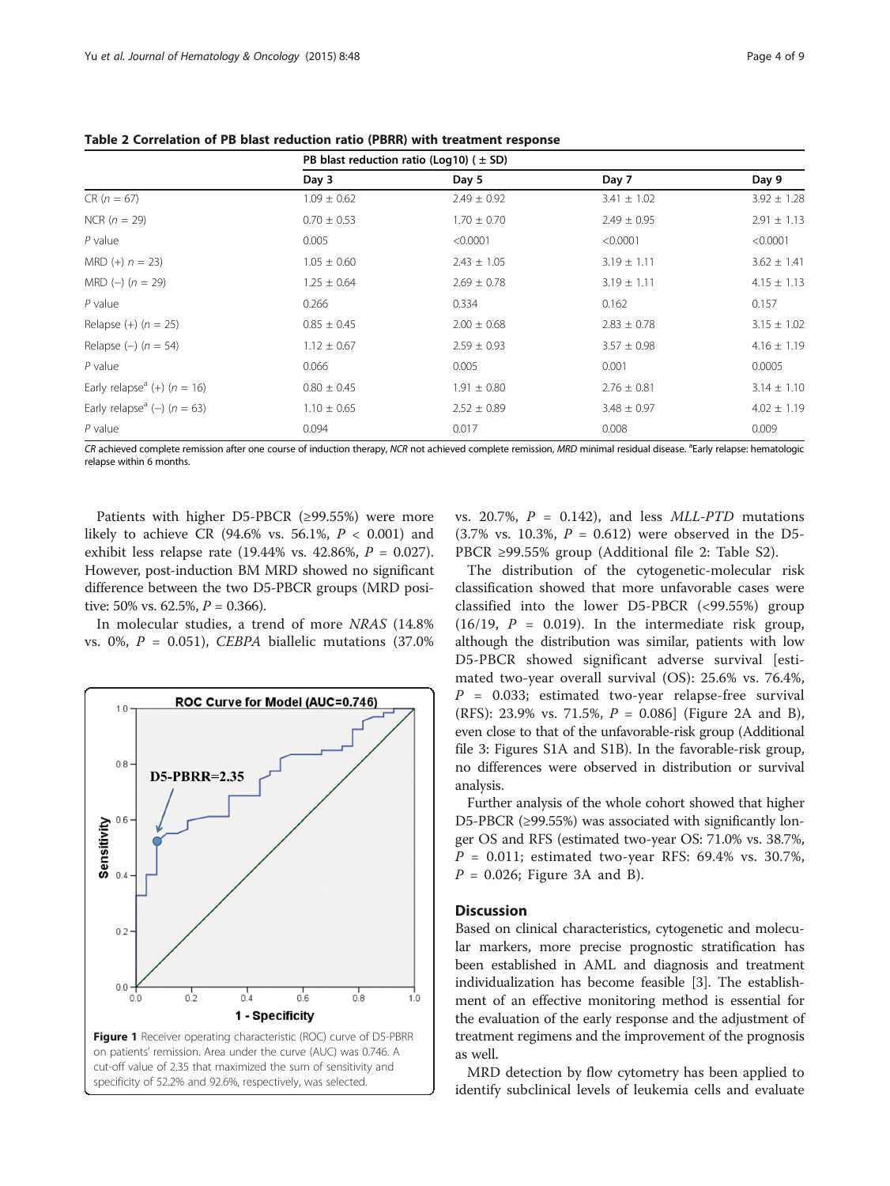**Table 2 Correlation of PB blast reduction ratio (PBRR) with treatment response**

| | PB blast reduction ratio (Log10) ( ± SD) | | | |
|---|---|---|---|---|
| | Day 3 | Day 5 | Day 7 | Day 9 |
| CR (*n* = 67) | 1.09 ± 0.62 | 2.49 ± 0.92 | 3.41 ± 1.02 | 3.92 ± 1.28 |
| NCR (*n* = 29) | 0.70 ± 0.53 | 1.70 ± 0.70 | 2.49 ± 0.95 | 2.91 ± 1.13 |
| *P* value | 0.005 | <0.0001 | <0.0001 | <0.0001 |
| MRD (+) *n* = 23) | 1.05 ± 0.60 | 2.43 ± 1.05 | 3.19 ± 1.11 | 3.62 ± 1.41 |
| MRD (−) (*n* = 29) | 1.25 ± 0.64 | 2.69 ± 0.78 | 3.19 ± 1.11 | 4.15 ± 1.13 |
| *P* value | 0.266 | 0.334 | 0.162 | 0.157 |
| Relapse (+) (*n* = 25) | 0.85 ± 0.45 | 2.00 ± 0.68 | 2.83 ± 0.78 | 3.15 ± 1.02 |
| Relapse (−) (*n* = 54) | 1.12 ± 0.67 | 2.59 ± 0.93 | 3.57 ± 0.98 | 4.16 ± 1.19 |
| *P* value | 0.066 | 0.005 | 0.001 | 0.0005 |
| Early relapse[a] (+) (*n* = 16) | 0.80 ± 0.45 | 1.91 ± 0.80 | 2.76 ± 0.81 | 3.14 ± 1.10 |
| Early relapse[a] (−) (*n* = 63) | 1.10 ± 0.65 | 2.52 ± 0.89 | 3.48 ± 0.97 | 4.02 ± 1.19 |
| *P* value | 0.094 | 0.017 | 0.008 | 0.009 |

*CR* achieved complete remission after one course of induction therapy, *NCR* not achieved complete remission, *MRD* minimal residual disease. [a]Early relapse: hematologic relapse within 6 months.

Patients with higher D5-PBCR (≥99.55%) were more likely to achieve CR (94.6% vs. 56.1%, $P < 0.001$) and exhibit less relapse rate (19.44% vs. 42.86%, $P = 0.027$). However, post-induction BM MRD showed no significant difference between the two D5-PBCR groups (MRD positive: 50% vs. 62.5%, $P = 0.366$).

In molecular studies, a trend of more *NRAS* (14.8% vs. 0%, $P = 0.051$), *CEBPA* biallelic mutations (37.0% vs. 20.7%, $P = 0.142$), and less *MLL-PTD* mutations (3.7% vs. 10.3%, $P = 0.612$) were observed in the D5-PBCR ≥99.55% group (Additional file 2: Table S2).

The distribution of the cytogenetic-molecular risk classification showed that more unfavorable cases were classified into the lower D5-PBCR (<99.55%) group (16/19, $P = 0.019$). In the intermediate risk group, although the distribution was similar, patients with low D5-PBCR showed significant adverse survival [estimated two-year overall survival (OS): 25.6% vs. 76.4%, $P = 0.033$; estimated two-year relapse-free survival (RFS): 23.9% vs. 71.5%, $P = 0.086$] (Figure 2A and B), even close to that of the unfavorable-risk group (Additional file 3: Figures S1A and S1B). In the favorable-risk group, no differences were observed in distribution or survival analysis.

Further analysis of the whole cohort showed that higher D5-PBCR (≥99.55%) was associated with significantly longer OS and RFS (estimated two-year OS: 71.0% vs. 38.7%, $P = 0.011$; estimated two-year RFS: 69.4% vs. 30.7%, $P = 0.026$; Figure 3A and B).

**Figure 1** Receiver operating characteristic (ROC) curve of D5-PBRR on patients' remission. Area under the curve (AUC) was 0.746. A cut-off value of 2.35 that maximized the sum of sensitivity and specificity of 52.2% and 92.6%, respectively, was selected.

## Discussion

Based on clinical characteristics, cytogenetic and molecular markers, more precise prognostic stratification has been established in AML and diagnosis and treatment individualization has become feasible [3]. The establishment of an effective monitoring method is essential for the evaluation of the early response and the adjustment of treatment regimens and the improvement of the prognosis as well.

MRD detection by flow cytometry has been applied to identify subclinical levels of leukemia cells and evaluate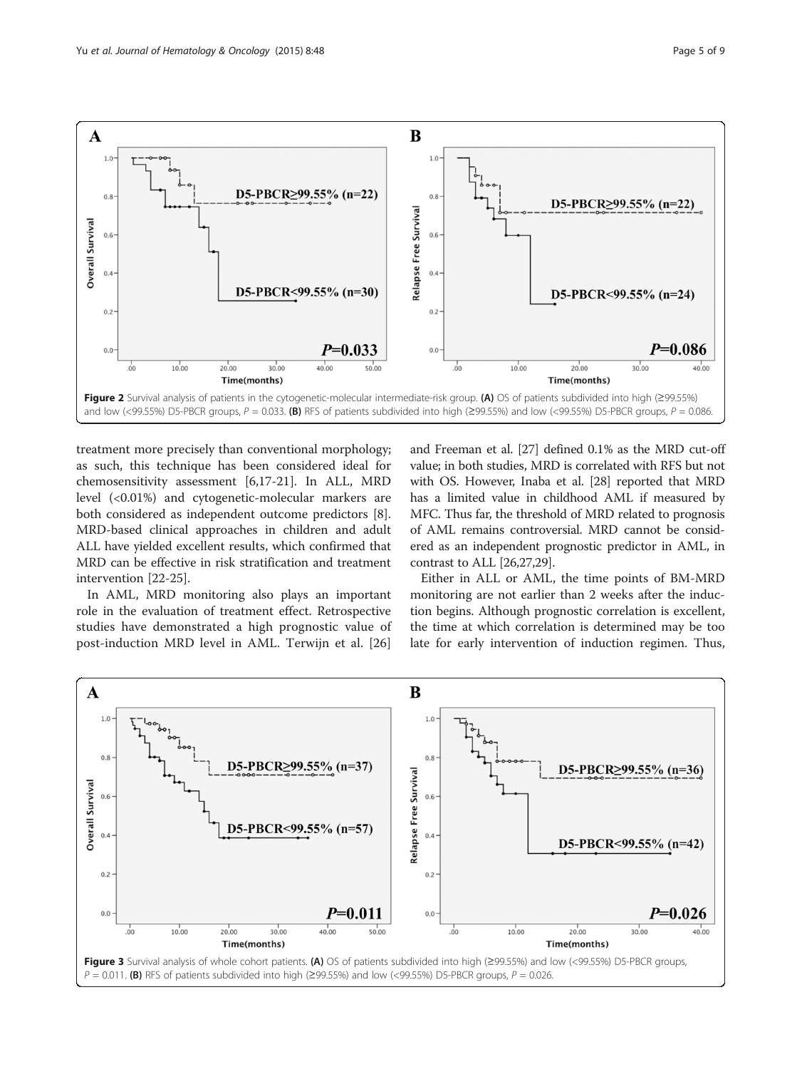**Figure 2** Survival analysis of patients in the cytogenetic-molecular intermediate-risk group. **(A)** OS of patients subdivided into high (≥99.55%) and low (<99.55%) D5-PBCR groups, $P = 0.033$. **(B)** RFS of patients subdivided into high (≥99.55%) and low (<99.55%) D5-PBCR groups, $P = 0.086$.

treatment more precisely than conventional morphology; as such, this technique has been considered ideal for chemosensitivity assessment [6,17-21]. In ALL, MRD level (<0.01%) and cytogenetic-molecular markers are both considered as independent outcome predictors [8]. MRD-based clinical approaches in children and adult ALL have yielded excellent results, which confirmed that MRD can be effective in risk stratification and treatment intervention [22-25].

In AML, MRD monitoring also plays an important role in the evaluation of treatment effect. Retrospective studies have demonstrated a high prognostic value of post-induction MRD level in AML. Terwijn et al. [26] and Freeman et al. [27] defined 0.1% as the MRD cut-off value; in both studies, MRD is correlated with RFS but not with OS. However, Inaba et al. [28] reported that MRD has a limited value in childhood AML if measured by MFC. Thus far, the threshold of MRD related to prognosis of AML remains controversial. MRD cannot be considered as an independent prognostic predictor in AML, in contrast to ALL [26,27,29].

Either in ALL or AML, the time points of BM-MRD monitoring are not earlier than 2 weeks after the induction begins. Although prognostic correlation is excellent, the time at which correlation is determined may be too late for early intervention of induction regimen. Thus,

**Figure 3** Survival analysis of whole cohort patients. **(A)** OS of patients subdivided into high (≥99.55%) and low (<99.55%) D5-PBCR groups, $P = 0.011$. **(B)** RFS of patients subdivided into high (≥99.55%) and low (<99.55%) D5-PBCR groups, $P = 0.026$.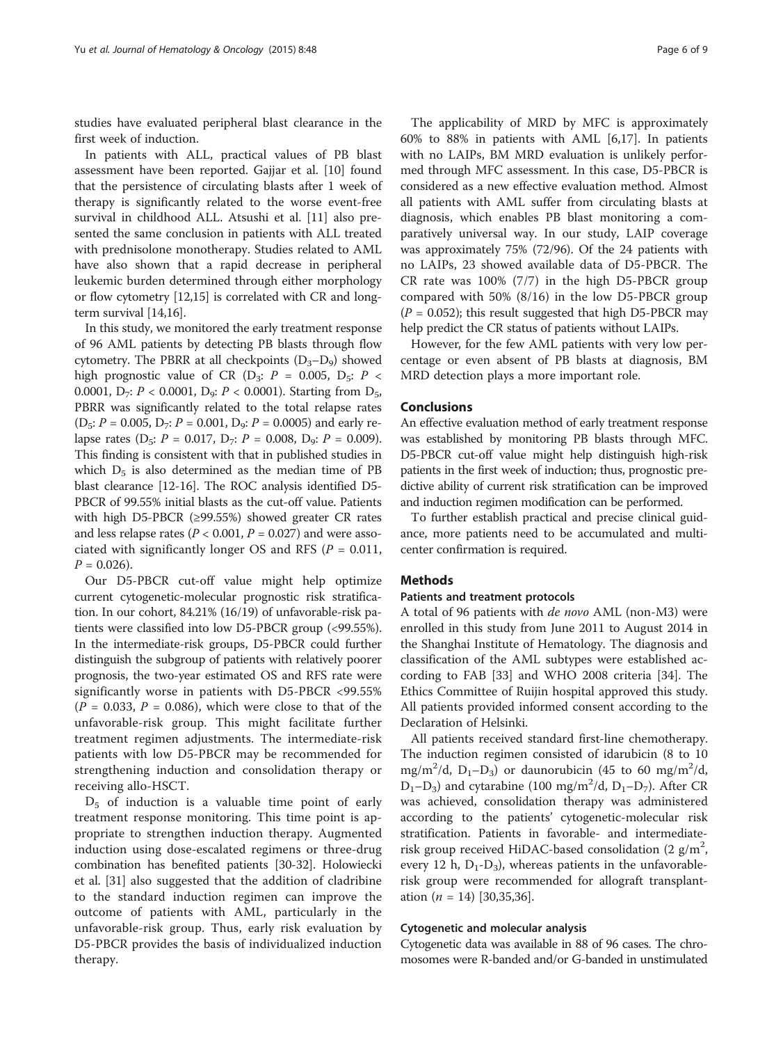studies have evaluated peripheral blast clearance in the first week of induction.

In patients with ALL, practical values of PB blast assessment have been reported. Gajjar et al. [10] found that the persistence of circulating blasts after 1 week of therapy is significantly related to the worse event-free survival in childhood ALL. Atsushi et al. [11] also presented the same conclusion in patients with ALL treated with prednisolone monotherapy. Studies related to AML have also shown that a rapid decrease in peripheral leukemic burden determined through either morphology or flow cytometry [12,15] is correlated with CR and long-term survival [14,16].

In this study, we monitored the early treatment response of 96 AML patients by detecting PB blasts through flow cytometry. The PBRR at all checkpoints ($D_3$–$D_9$) showed high prognostic value of CR ($D_3$: $P$ = 0.005, $D_5$: $P$ < 0.0001, $D_7$: $P$ < 0.0001, $D_9$: $P$ < 0.0001). Starting from $D_5$, PBRR was significantly related to the total relapse rates ($D_5$: $P$ = 0.005, $D_7$: $P$ = 0.001, $D_9$: $P$ = 0.0005) and early relapse rates ($D_5$: $P$ = 0.017, $D_7$: $P$ = 0.008, $D_9$: $P$ = 0.009). This finding is consistent with that in published studies in which $D_5$ is also determined as the median time of PB blast clearance [12-16]. The ROC analysis identified D5-PBCR of 99.55% initial blasts as the cut-off value. Patients with high D5-PBCR (≥99.55%) showed greater CR rates and less relapse rates ($P$ < 0.001, $P$ = 0.027) and were associated with significantly longer OS and RFS ($P$ = 0.011, $P$ = 0.026).

Our D5-PBCR cut-off value might help optimize current cytogenetic-molecular prognostic risk stratification. In our cohort, 84.21% (16/19) of unfavorable-risk patients were classified into low D5-PBCR group (<99.55%). In the intermediate-risk groups, D5-PBCR could further distinguish the subgroup of patients with relatively poorer prognosis, the two-year estimated OS and RFS rate were significantly worse in patients with D5-PBCR <99.55% ($P$ = 0.033, $P$ = 0.086), which were close to that of the unfavorable-risk group. This might facilitate further treatment regimen adjustments. The intermediate-risk patients with low D5-PBCR may be recommended for strengthening induction and consolidation therapy or receiving allo-HSCT.

$D_5$ of induction is a valuable time point of early treatment response monitoring. This time point is appropriate to strengthen induction therapy. Augmented induction using dose-escalated regimens or three-drug combination has benefited patients [30-32]. Holowiecki et al. [31] also suggested that the addition of cladribine to the standard induction regimen can improve the outcome of patients with AML, particularly in the unfavorable-risk group. Thus, early risk evaluation by D5-PBCR provides the basis of individualized induction therapy.

The applicability of MRD by MFC is approximately 60% to 88% in patients with AML [6,17]. In patients with no LAIPs, BM MRD evaluation is unlikely performed through MFC assessment. In this case, D5-PBCR is considered as a new effective evaluation method. Almost all patients with AML suffer from circulating blasts at diagnosis, which enables PB blast monitoring a comparatively universal way. In our study, LAIP coverage was approximately 75% (72/96). Of the 24 patients with no LAIPs, 23 showed available data of D5-PBCR. The CR rate was 100% (7/7) in the high D5-PBCR group compared with 50% (8/16) in the low D5-PBCR group ($P$ = 0.052); this result suggested that high D5-PBCR may help predict the CR status of patients without LAIPs.

However, for the few AML patients with very low percentage or even absent of PB blasts at diagnosis, BM MRD detection plays a more important role.

## Conclusions

An effective evaluation method of early treatment response was established by monitoring PB blasts through MFC. D5-PBCR cut-off value might help distinguish high-risk patients in the first week of induction; thus, prognostic predictive ability of current risk stratification can be improved and induction regimen modification can be performed.

To further establish practical and precise clinical guidance, more patients need to be accumulated and multicenter confirmation is required.

## Methods

### Patients and treatment protocols

A total of 96 patients with *de novo* AML (non-M3) were enrolled in this study from June 2011 to August 2014 in the Shanghai Institute of Hematology. The diagnosis and classification of the AML subtypes were established according to FAB [33] and WHO 2008 criteria [34]. The Ethics Committee of Ruijin hospital approved this study. All patients provided informed consent according to the Declaration of Helsinki.

All patients received standard first-line chemotherapy. The induction regimen consisted of idarubicin (8 to 10 $mg/m^2/d$, $D_1$–$D_3$) or daunorubicin (45 to 60 $mg/m^2/d$, $D_1$–$D_3$) and cytarabine (100 $mg/m^2/d$, $D_1$–$D_7$). After CR was achieved, consolidation therapy was administered according to the patients' cytogenetic-molecular risk stratification. Patients in favorable- and intermediate-risk group received HiDAC-based consolidation (2 $g/m^2$, every 12 h, $D_1$-$D_3$), whereas patients in the unfavorable-risk group were recommended for allograft transplantation ($n$ = 14) [30,35,36].

### Cytogenetic and molecular analysis

Cytogenetic data was available in 88 of 96 cases. The chromosomes were R-banded and/or G-banded in unstimulated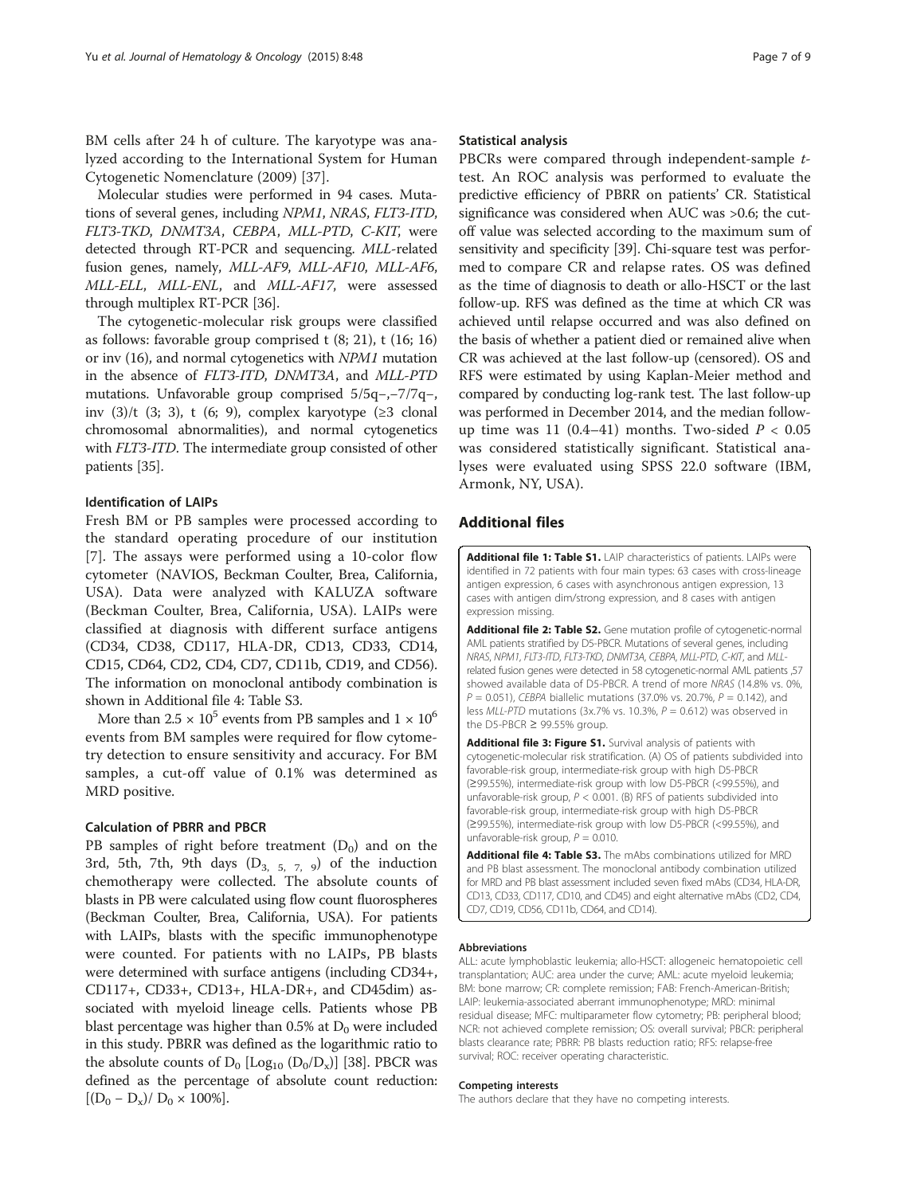BM cells after 24 h of culture. The karyotype was analyzed according to the International System for Human Cytogenetic Nomenclature (2009) [37].

Molecular studies were performed in 94 cases. Mutations of several genes, including *NPM1*, *NRAS*, *FLT3-ITD*, *FLT3-TKD*, *DNMT3A*, *CEBPA*, *MLL-PTD*, *C-KIT*, were detected through RT-PCR and sequencing. *MLL*-related fusion genes, namely, *MLL-AF9*, *MLL-AF10*, *MLL-AF6*, *MLL-ELL*, *MLL-ENL*, and *MLL-AF17*, were assessed through multiplex RT-PCR [36].

The cytogenetic-molecular risk groups were classified as follows: favorable group comprised t (8; 21), t (16; 16) or inv (16), and normal cytogenetics with *NPM1* mutation in the absence of *FLT3-ITD*, *DNMT3A*, and *MLL-PTD* mutations. Unfavorable group comprised 5/5q−,−7/7q−, inv (3)/t (3; 3), t (6; 9), complex karyotype (≥3 clonal chromosomal abnormalities), and normal cytogenetics with *FLT3-ITD*. The intermediate group consisted of other patients [35].

### Identification of LAIPs

Fresh BM or PB samples were processed according to the standard operating procedure of our institution [7]. The assays were performed using a 10-color flow cytometer (NAVIOS, Beckman Coulter, Brea, California, USA). Data were analyzed with KALUZA software (Beckman Coulter, Brea, California, USA). LAIPs were classified at diagnosis with different surface antigens (CD34, CD38, CD117, HLA-DR, CD13, CD33, CD14, CD15, CD64, CD2, CD4, CD7, CD11b, CD19, and CD56). The information on monoclonal antibody combination is shown in Additional file 4: Table S3.

More than $2.5 \times 10^5$ events from PB samples and $1 \times 10^6$ events from BM samples were required for flow cytometry detection to ensure sensitivity and accuracy. For BM samples, a cut-off value of 0.1% was determined as MRD positive.

### Calculation of PBRR and PBCR

PB samples of right before treatment ($D_0$) and on the 3rd, 5th, 7th, 9th days ($D_{3,\ 5,\ 7,\ 9}$) of the induction chemotherapy were collected. The absolute counts of blasts in PB were calculated using flow count fluorospheres (Beckman Coulter, Brea, California, USA). For patients with LAIPs, blasts with the specific immunophenotype were counted. For patients with no LAIPs, PB blasts were determined with surface antigens (including CD34+, CD117+, CD33+, CD13+, HLA-DR+, and CD45dim) associated with myeloid lineage cells. Patients whose PB blast percentage was higher than 0.5% at $D_0$ were included in this study. PBRR was defined as the logarithmic ratio to the absolute counts of $D_0$ [$\text{Log}_{10}$ ($D_0/D_x$)] [38]. PBCR was defined as the percentage of absolute count reduction: [$(D_0 - D_x)/ D_0 \times 100\%$].

### Statistical analysis

PBCRs were compared through independent-sample *t*-test. An ROC analysis was performed to evaluate the predictive efficiency of PBRR on patients' CR. Statistical significance was considered when AUC was >0.6; the cutoff value was selected according to the maximum sum of sensitivity and specificity [39]. Chi-square test was performed to compare CR and relapse rates. OS was defined as the time of diagnosis to death or allo-HSCT or the last follow-up. RFS was defined as the time at which CR was achieved until relapse occurred and was also defined on the basis of whether a patient died or remained alive when CR was achieved at the last follow-up (censored). OS and RFS were estimated by using Kaplan-Meier method and compared by conducting log-rank test. The last follow-up was performed in December 2014, and the median follow-up time was 11 (0.4–41) months. Two-sided $P < 0.05$ was considered statistically significant. Statistical analyses were evaluated using SPSS 22.0 software (IBM, Armonk, NY, USA).

## Additional files

**Additional file 1: Table S1.** LAIP characteristics of patients. LAIPs were identified in 72 patients with four main types: 63 cases with cross-lineage antigen expression, 6 cases with asynchronous antigen expression, 13 cases with antigen dim/strong expression, and 8 cases with antigen expression missing.

**Additional file 2: Table S2.** Gene mutation profile of cytogenetic-normal AML patients stratified by D5-PBCR. Mutations of several genes, including *NRAS*, *NPM1*, *FLT3-ITD*, *FLT3-TKD*, *DNMT3A*, *CEBPA*, *MLL-PTD*, *C-KIT*, and *MLL*-related fusion genes were detected in 58 cytogenetic-normal AML patients ,57 showed available data of D5-PBCR. A trend of more *NRAS* (14.8% vs. 0%, $P = 0.051$), *CEBPA* biallelic mutations (37.0% vs. 20.7%, $P = 0.142$), and less *MLL-PTD* mutations (3x.7% vs. 10.3%, $P = 0.612$) was observed in the D5-PBCR ≥ 99.55% group.

**Additional file 3: Figure S1.** Survival analysis of patients with cytogenetic-molecular risk stratification. (A) OS of patients subdivided into favorable-risk group, intermediate-risk group with high D5-PBCR (≥99.55%), intermediate-risk group with low D5-PBCR (<99.55%), and unfavorable-risk group, $P < 0.001$. (B) RFS of patients subdivided into favorable-risk group, intermediate-risk group with high D5-PBCR (≥99.55%), intermediate-risk group with low D5-PBCR (<99.55%), and unfavorable-risk group, $P = 0.010$.

**Additional file 4: Table S3.** The mAbs combinations utilized for MRD and PB blast assessment. The monoclonal antibody combination utilized for MRD and PB blast assessment included seven fixed mAbs (CD34, HLA-DR, CD13, CD33, CD117, CD10, and CD45) and eight alternative mAbs (CD2, CD4, CD7, CD19, CD56, CD11b, CD64, and CD14).

#### Abbreviations

ALL: acute lymphoblastic leukemia; allo-HSCT: allogeneic hematopoietic cell transplantation; AUC: area under the curve; AML: acute myeloid leukemia; BM: bone marrow; CR: complete remission; FAB: French-American-British; LAIP: leukemia-associated aberrant immunophenotype; MRD: minimal residual disease; MFC: multiparameter flow cytometry; PB: peripheral blood; NCR: not achieved complete remission; OS: overall survival; PBCR: peripheral blasts clearance rate; PBRR: PB blasts reduction ratio; RFS: relapse-free survival; ROC: receiver operating characteristic.

#### Competing interests

The authors declare that they have no competing interests.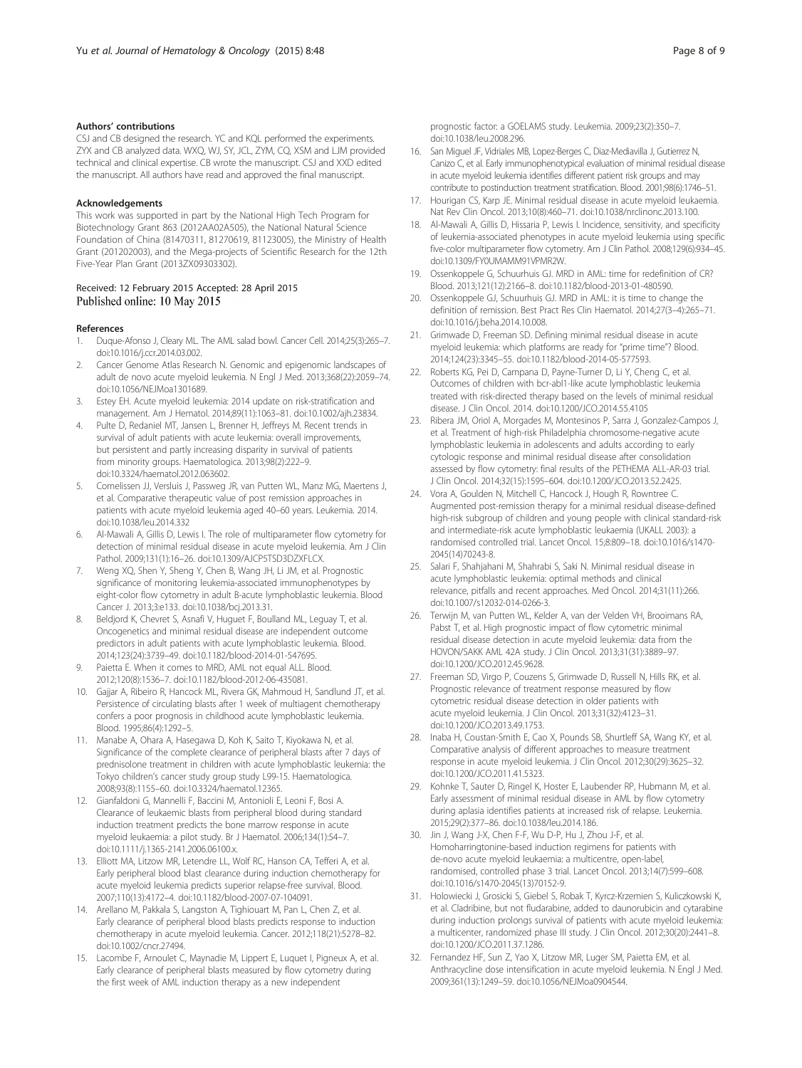### Authors' contributions

CSJ and CB designed the research. YC and KQL performed the experiments. ZYX and CB analyzed data. WXQ, WJ, SY, JCL, ZYM, CQ, XSM and LJM provided technical and clinical expertise. CB wrote the manuscript. CSJ and XXD edited the manuscript. All authors have read and approved the final manuscript.

### Acknowledgements

This work was supported in part by the National High Tech Program for Biotechnology Grant 863 (2012AA02A505), the National Natural Science Foundation of China (81470311, 81270619, 81123005), the Ministry of Health Grant (201202003), and the Mega-projects of Scientific Research for the 12th Five-Year Plan Grant (2013ZX09303302).

Received: 12 February 2015 Accepted: 28 April 2015
Published online: 10 May 2015

### References

1. Duque-Afonso J, Cleary ML. The AML salad bowl. Cancer Cell. 2014;25(3):265–7. doi:10.1016/j.ccr.2014.03.002.
2. Cancer Genome Atlas Research N. Genomic and epigenomic landscapes of adult de novo acute myeloid leukemia. N Engl J Med. 2013;368(22):2059–74. doi:10.1056/NEJMoa1301689.
3. Estey EH. Acute myeloid leukemia: 2014 update on risk-stratification and management. Am J Hematol. 2014;89(11):1063–81. doi:10.1002/ajh.23834.
4. Pulte D, Redaniel MT, Jansen L, Brenner H, Jeffreys M. Recent trends in survival of adult patients with acute leukemia: overall improvements, but persistent and partly increasing disparity in survival of patients from minority groups. Haematologica. 2013;98(2):222–9. doi:10.3324/haematol.2012.063602.
5. Cornelissen JJ, Versluis J, Passweg JR, van Putten WL, Manz MG, Maertens J, et al. Comparative therapeutic value of post remission approaches in patients with acute myeloid leukemia aged 40–60 years. Leukemia. 2014. doi:10.1038/leu.2014.332
6. Al-Mawali A, Gillis D, Lewis I. The role of multiparameter flow cytometry for detection of minimal residual disease in acute myeloid leukemia. Am J Clin Pathol. 2009;131(1):16–26. doi:10.1309/AJCP5TSD3DZXFLCX.
7. Weng XQ, Shen Y, Sheng Y, Chen B, Wang JH, Li JM, et al. Prognostic significance of monitoring leukemia-associated immunophenotypes by eight-color flow cytometry in adult B-acute lymphoblastic leukemia. Blood Cancer J. 2013;3:e133. doi:10.1038/bcj.2013.31.
8. Beldjord K, Chevret S, Asnafi V, Huguet F, Boulland ML, Leguay T, et al. Oncogenetics and minimal residual disease are independent outcome predictors in adult patients with acute lymphoblastic leukemia. Blood. 2014;123(24):3739–49. doi:10.1182/blood-2014-01-547695.
9. Paietta E. When it comes to MRD, AML not equal ALL. Blood. 2012;120(8):1536–7. doi:10.1182/blood-2012-06-435081.
10. Gajjar A, Ribeiro R, Hancock ML, Rivera GK, Mahmoud H, Sandlund JT, et al. Persistence of circulating blasts after 1 week of multiagent chemotherapy confers a poor prognosis in childhood acute lymphoblastic leukemia. Blood. 1995;86(4):1292–5.
11. Manabe A, Ohara A, Hasegawa D, Koh K, Saito T, Kiyokawa N, et al. Significance of the complete clearance of peripheral blasts after 7 days of prednisolone treatment in children with acute lymphoblastic leukemia: the Tokyo children's cancer study group study L99-15. Haematologica. 2008;93(8):1155–60. doi:10.3324/haematol.12365.
12. Gianfaldoni G, Mannelli F, Baccini M, Antonioli E, Leoni F, Bosi A. Clearance of leukaemic blasts from peripheral blood during standard induction treatment predicts the bone marrow response in acute myeloid leukaemia: a pilot study. Br J Haematol. 2006;134(1):54–7. doi:10.1111/j.1365-2141.2006.06100.x.
13. Elliott MA, Litzow MR, Letendre LL, Wolf RC, Hanson CA, Tefferi A, et al. Early peripheral blood blast clearance during induction chemotherapy for acute myeloid leukemia predicts superior relapse-free survival. Blood. 2007;110(13):4172–4. doi:10.1182/blood-2007-07-104091.
14. Arellano M, Pakkala S, Langston A, Tighiouart M, Pan L, Chen Z, et al. Early clearance of peripheral blood blasts predicts response to induction chemotherapy in acute myeloid leukemia. Cancer. 2012;118(21):5278–82. doi:10.1002/cncr.27494.
15. Lacombe F, Arnoulet C, Maynadie M, Lippert E, Luquet I, Pigneux A, et al. Early clearance of peripheral blasts measured by flow cytometry during the first week of AML induction therapy as a new independent prognostic factor: a GOELAMS study. Leukemia. 2009;23(2):350–7. doi:10.1038/leu.2008.296.
16. San Miguel JF, Vidriales MB, Lopez-Berges C, Diaz-Mediavilla J, Gutierrez N, Canizo C, et al. Early immunophenotypical evaluation of minimal residual disease in acute myeloid leukemia identifies different patient risk groups and may contribute to postinduction treatment stratification. Blood. 2001;98(6):1746–51.
17. Hourigan CS, Karp JE. Minimal residual disease in acute myeloid leukaemia. Nat Rev Clin Oncol. 2013;10(8):460–71. doi:10.1038/nrclinonc.2013.100.
18. Al-Mawali A, Gillis D, Hissaria P, Lewis I. Incidence, sensitivity, and specificity of leukemia-associated phenotypes in acute myeloid leukemia using specific five-color multiparameter flow cytometry. Am J Clin Pathol. 2008;129(6):934–45. doi:10.1309/FY0UMAMM91VPMR2W.
19. Ossenkoppele G, Schuurhuis GJ. MRD in AML: time for redefinition of CR? Blood. 2013;121(12):2166–8. doi:10.1182/blood-2013-01-480590.
20. Ossenkoppele GJ, Schuurhuis GJ. MRD in AML: it is time to change the definition of remission. Best Pract Res Clin Haematol. 2014;27(3–4):265–71. doi:10.1016/j.beha.2014.10.008.
21. Grimwade D, Freeman SD. Defining minimal residual disease in acute myeloid leukemia: which platforms are ready for "prime time"? Blood. 2014;124(23):3345–55. doi:10.1182/blood-2014-05-577593.
22. Roberts KG, Pei D, Campana D, Payne-Turner D, Li Y, Cheng C, et al. Outcomes of children with bcr-abl1-like acute lymphoblastic leukemia treated with risk-directed therapy based on the levels of minimal residual disease. J Clin Oncol. 2014. doi:10.1200/JCO.2014.55.4105
23. Ribera JM, Oriol A, Morgades M, Montesinos P, Sarra J, Gonzalez-Campos J, et al. Treatment of high-risk Philadelphia chromosome-negative acute lymphoblastic leukemia in adolescents and adults according to early cytologic response and minimal residual disease after consolidation assessed by flow cytometry: final results of the PETHEMA ALL-AR-03 trial. J Clin Oncol. 2014;32(15):1595–604. doi:10.1200/JCO.2013.52.2425.
24. Vora A, Goulden N, Mitchell C, Hancock J, Hough R, Rowntree C. Augmented post-remission therapy for a minimal residual disease-defined high-risk subgroup of children and young people with clinical standard-risk and intermediate-risk acute lymphoblastic leukaemia (UKALL 2003): a randomised controlled trial. Lancet Oncol. 15;8:809–18. doi:10.1016/s1470-2045(14)70243-8.
25. Salari F, Shahjahani M, Shahrabi S, Saki N. Minimal residual disease in acute lymphoblastic leukemia: optimal methods and clinical relevance, pitfalls and recent approaches. Med Oncol. 2014;31(11):266. doi:10.1007/s12032-014-0266-3.
26. Terwijn M, van Putten WL, Kelder A, van der Velden VH, Brooimans RA, Pabst T, et al. High prognostic impact of flow cytometric minimal residual disease detection in acute myeloid leukemia: data from the HOVON/SAKK AML 42A study. J Clin Oncol. 2013;31(31):3889–97. doi:10.1200/JCO.2012.45.9628.
27. Freeman SD, Virgo P, Couzens S, Grimwade D, Russell N, Hills RK, et al. Prognostic relevance of treatment response measured by flow cytometric residual disease detection in older patients with acute myeloid leukemia. J Clin Oncol. 2013;31(32):4123–31. doi:10.1200/JCO.2013.49.1753.
28. Inaba H, Coustan-Smith E, Cao X, Pounds SB, Shurtleff SA, Wang KY, et al. Comparative analysis of different approaches to measure treatment response in acute myeloid leukemia. J Clin Oncol. 2012;30(29):3625–32. doi:10.1200/JCO.2011.41.5323.
29. Kohnke T, Sauter D, Ringel K, Hoster E, Laubender RP, Hubmann M, et al. Early assessment of minimal residual disease in AML by flow cytometry during aplasia identifies patients at increased risk of relapse. Leukemia. 2015;29(2):377–86. doi:10.1038/leu.2014.186.
30. Jin J, Wang J-X, Chen F-F, Wu D-P, Hu J, Zhou J-F, et al. Homoharringtonine-based induction regimens for patients with de-novo acute myeloid leukaemia: a multicentre, open-label, randomised, controlled phase 3 trial. Lancet Oncol. 2013;14(7):599–608. doi:10.1016/s1470-2045(13)70152-9.
31. Holowiecki J, Grosicki S, Giebel S, Robak T, Kyrcz-Krzemien S, Kuliczkowski K, et al. Cladribine, but not fludarabine, added to daunorubicin and cytarabine during induction prolongs survival of patients with acute myeloid leukemia: a multicenter, randomized phase III study. J Clin Oncol. 2012;30(20):2441–8. doi:10.1200/JCO.2011.37.1286.
32. Fernandez HF, Sun Z, Yao X, Litzow MR, Luger SM, Paietta EM, et al. Anthracycline dose intensification in acute myeloid leukemia. N Engl J Med. 2009;361(13):1249–59. doi:10.1056/NEJMoa0904544.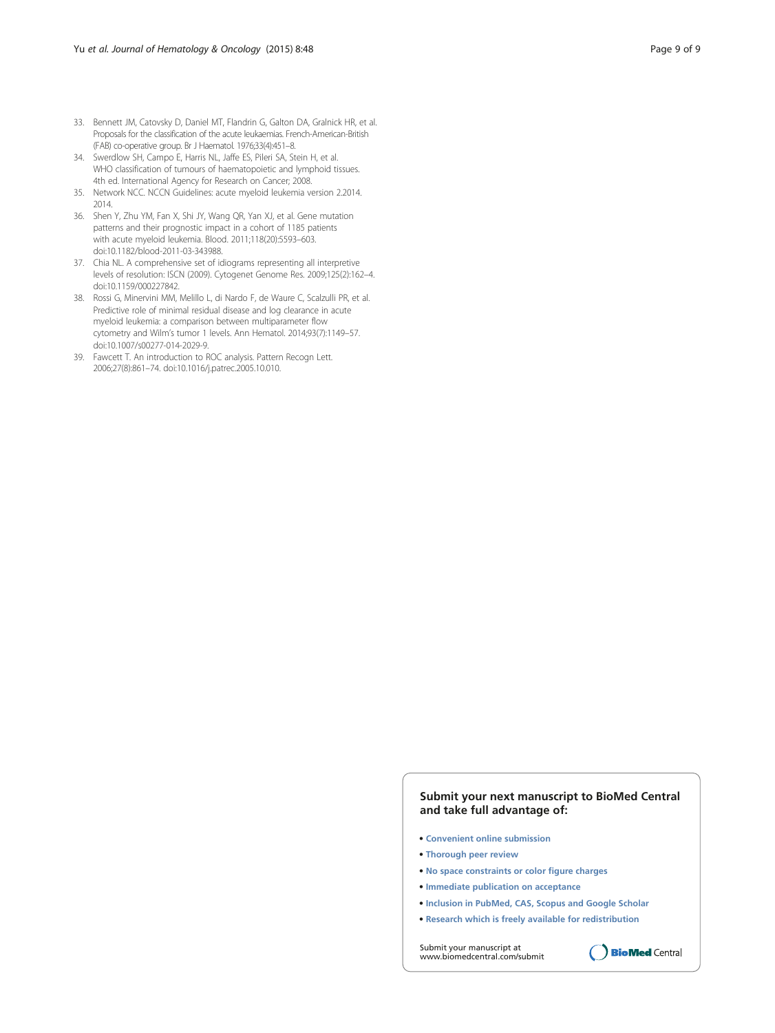33. Bennett JM, Catovsky D, Daniel MT, Flandrin G, Galton DA, Gralnick HR, et al. Proposals for the classification of the acute leukaemias. French-American-British (FAB) co-operative group. Br J Haematol. 1976;33(4):451–8.
34. Swerdlow SH, Campo E, Harris NL, Jaffe ES, Pileri SA, Stein H, et al. WHO classification of tumours of haematopoietic and lymphoid tissues. 4th ed. International Agency for Research on Cancer; 2008.
35. Network NCC. NCCN Guidelines: acute myeloid leukemia version 2.2014. 2014.
36. Shen Y, Zhu YM, Fan X, Shi JY, Wang QR, Yan XJ, et al. Gene mutation patterns and their prognostic impact in a cohort of 1185 patients with acute myeloid leukemia. Blood. 2011;118(20):5593–603. doi:10.1182/blood-2011-03-343988.
37. Chia NL. A comprehensive set of idiograms representing all interpretive levels of resolution: ISCN (2009). Cytogenet Genome Res. 2009;125(2):162–4. doi:10.1159/000227842.
38. Rossi G, Minervini MM, Melillo L, di Nardo F, de Waure C, Scalzulli PR, et al. Predictive role of minimal residual disease and log clearance in acute myeloid leukemia: a comparison between multiparameter flow cytometry and Wilm's tumor 1 levels. Ann Hematol. 2014;93(7):1149–57. doi:10.1007/s00277-014-2029-9.
39. Fawcett T. An introduction to ROC analysis. Pattern Recogn Lett. 2006;27(8):861–74. doi:10.1016/j.patrec.2005.10.010.

**Submit your next manuscript to BioMed Central and take full advantage of:**

- **Convenient online submission**
- **Thorough peer review**
- **No space constraints or color figure charges**
- **Immediate publication on acceptance**
- **Inclusion in PubMed, CAS, Scopus and Google Scholar**
- **Research which is freely available for redistribution**

Submit your manuscript at
www.biomedcentral.com/submit

BioMed Central